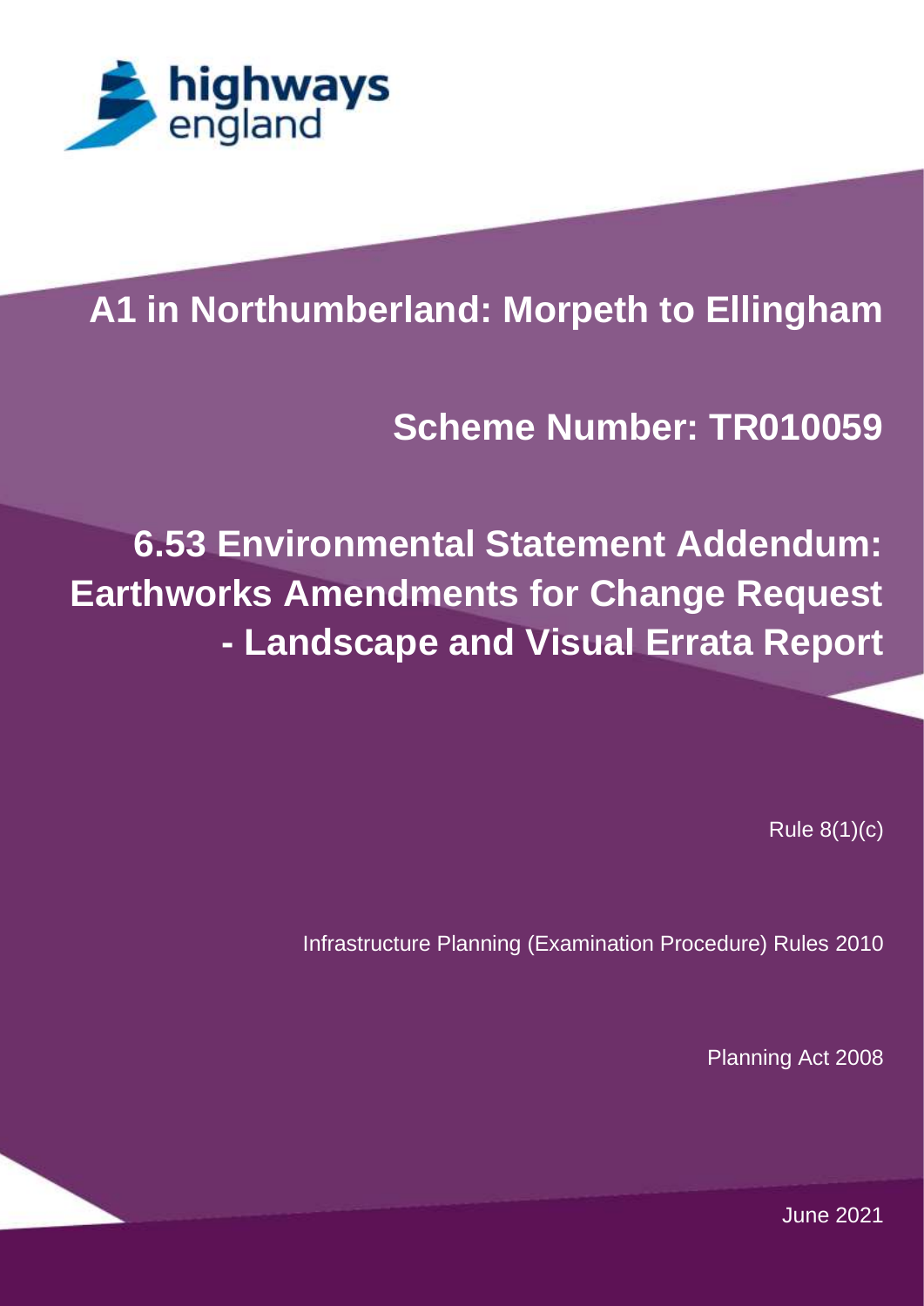highways england

# A1 in Northumberland: Morpeth to Ellingham

## Scheme Number: TR010059

## 6.53 Environmental Statement Addendum: Earthworks Amendments for Change Request - Landscape and Visual Errata Report

Rule 8(1)(c)

Infrastructure Planning (Examination Procedure) Rules 2010

Planning Act 2008

June 2021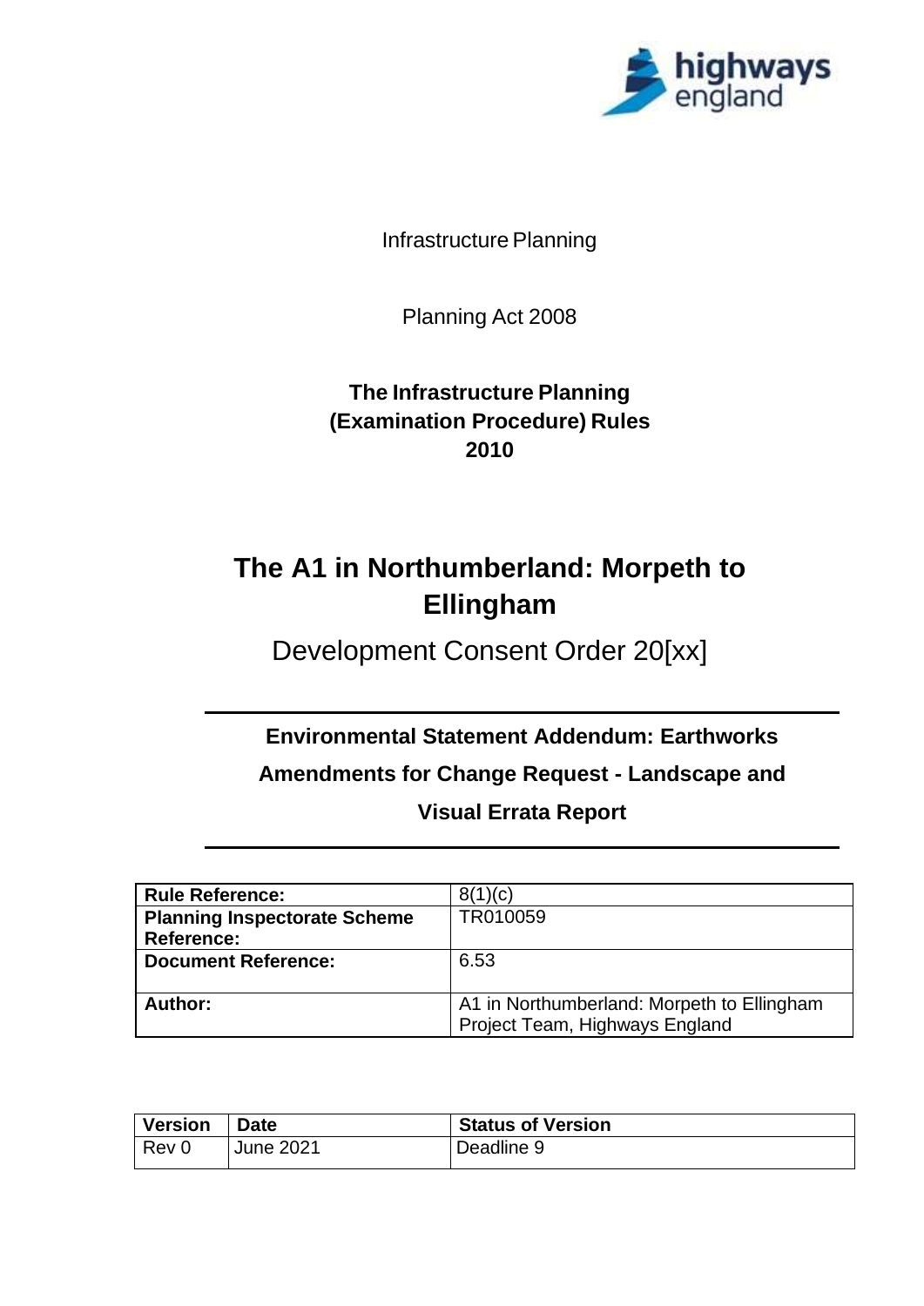Infrastructure Planning

Planning Act 2008

**The Infrastructure Planning (Examination Procedure) Rules 2010**

# The A1 in Northumberland: Morpeth to Ellingham

Development Consent Order 20[xx]

## Environmental Statement Addendum: Earthworks Amendments for Change Request - Landscape and Visual Errata Report

| **Rule Reference:** | 8(1)(c) |
|---|---|
| **Planning Inspectorate Scheme Reference:** | TR010059 |
| **Document Reference:** | 6.53 |
| **Author:** | A1 in Northumberland: Morpeth to Ellingham Project Team, Highways England |

| Version | Date | Status of Version |
|---|---|---|
| Rev 0 | June 2021 | Deadline 9 |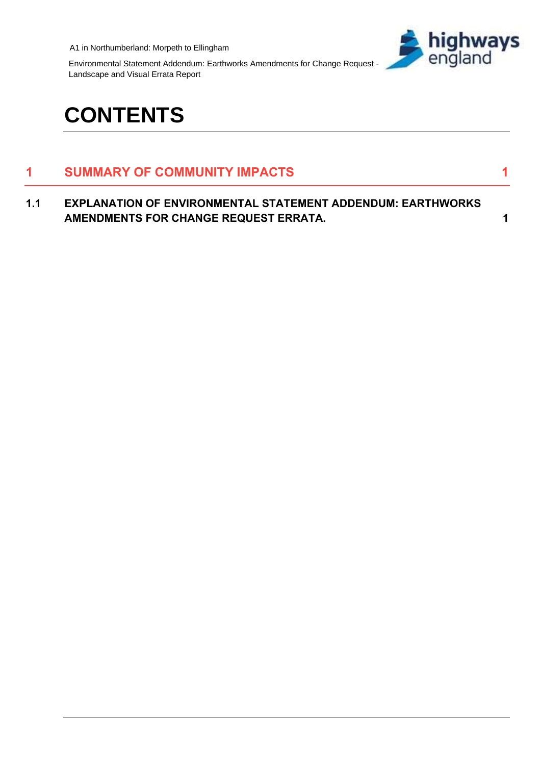# CONTENTS

| | | |
|---|---|---|
| **1** | **SUMMARY OF COMMUNITY IMPACTS** | **1** |
| **1.1** | **EXPLANATION OF ENVIRONMENTAL STATEMENT ADDENDUM: EARTHWORKS AMENDMENTS FOR CHANGE REQUEST ERRATA.** | **1** |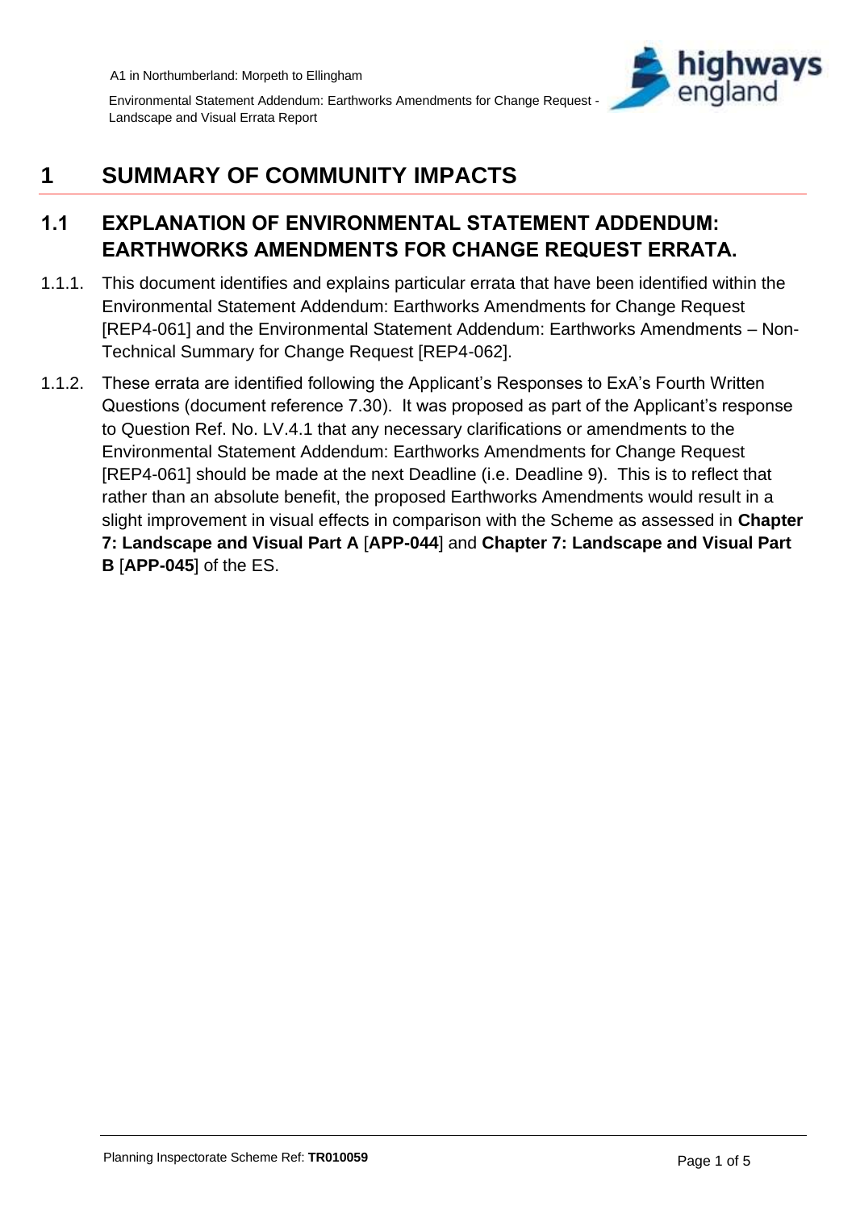# 1 SUMMARY OF COMMUNITY IMPACTS

## 1.1 EXPLANATION OF ENVIRONMENTAL STATEMENT ADDENDUM: EARTHWORKS AMENDMENTS FOR CHANGE REQUEST ERRATA.

1.1.1. This document identifies and explains particular errata that have been identified within the Environmental Statement Addendum: Earthworks Amendments for Change Request [REP4-061] and the Environmental Statement Addendum: Earthworks Amendments – Non-Technical Summary for Change Request [REP4-062].

1.1.2. These errata are identified following the Applicant's Responses to ExA's Fourth Written Questions (document reference 7.30). It was proposed as part of the Applicant's response to Question Ref. No. LV.4.1 that any necessary clarifications or amendments to the Environmental Statement Addendum: Earthworks Amendments for Change Request [REP4-061] should be made at the next Deadline (i.e. Deadline 9). This is to reflect that rather than an absolute benefit, the proposed Earthworks Amendments would result in a slight improvement in visual effects in comparison with the Scheme as assessed in **Chapter 7: Landscape and Visual Part A** [**APP-044**] and **Chapter 7: Landscape and Visual Part B** [**APP-045**] of the ES.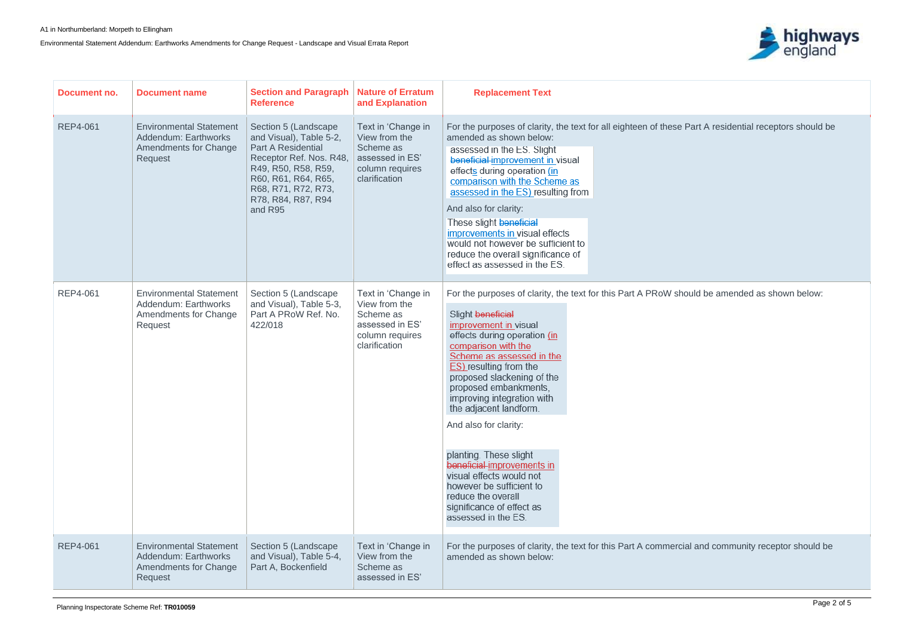| Document no. | Document name | Section and Paragraph Reference | Nature of Erratum and Explanation | Replacement Text |
|---|---|---|---|---|
| REP4-061 | Environmental Statement Addendum: Earthworks Amendments for Change Request | Section 5 (Landscape and Visual), Table 5-2, Part A Residential Receptor Ref. Nos. R48, R49, R50, R58, R59, R60, R61, R64, R65, R68, R71, R72, R73, R78, R84, R87, R94 and R95 | Text in 'Change in View from the Scheme as assessed in ES' column requires clarification | For the purposes of clarity, the text for all eighteen of these Part A residential receptors should be amended as shown below: assessed in the ES. Slight ~~beneficial~~ improvement in visual effects during operation (in comparison with the Scheme as assessed in the ES) resulting from And also for clarity: These slight ~~beneficial~~ improvements in visual effects would not however be sufficient to reduce the overall significance of effect as assessed in the ES. |
| REP4-061 | Environmental Statement Addendum: Earthworks Amendments for Change Request | Section 5 (Landscape and Visual), Table 5-3, Part A PRoW Ref. No. 422/018 | Text in 'Change in View from the Scheme as assessed in ES' column requires clarification | For the purposes of clarity, the text for this Part A PRoW should be amended as shown below: Slight ~~beneficial~~ improvement in visual effects during operation (in comparison with the Scheme as assessed in the ES) resulting from the proposed slackening of the proposed embankments, improving integration with the adjacent landform. And also for clarity: planting. These slight ~~beneficial~~ improvements in visual effects would not however be sufficient to reduce the overall significance of effect as assessed in the ES. |
| REP4-061 | Environmental Statement Addendum: Earthworks Amendments for Change Request | Section 5 (Landscape and Visual), Table 5-4, Part A, Bockenfield | Text in 'Change in View from the Scheme as assessed in ES' | For the purposes of clarity, the text for this Part A commercial and community receptor should be amended as shown below: |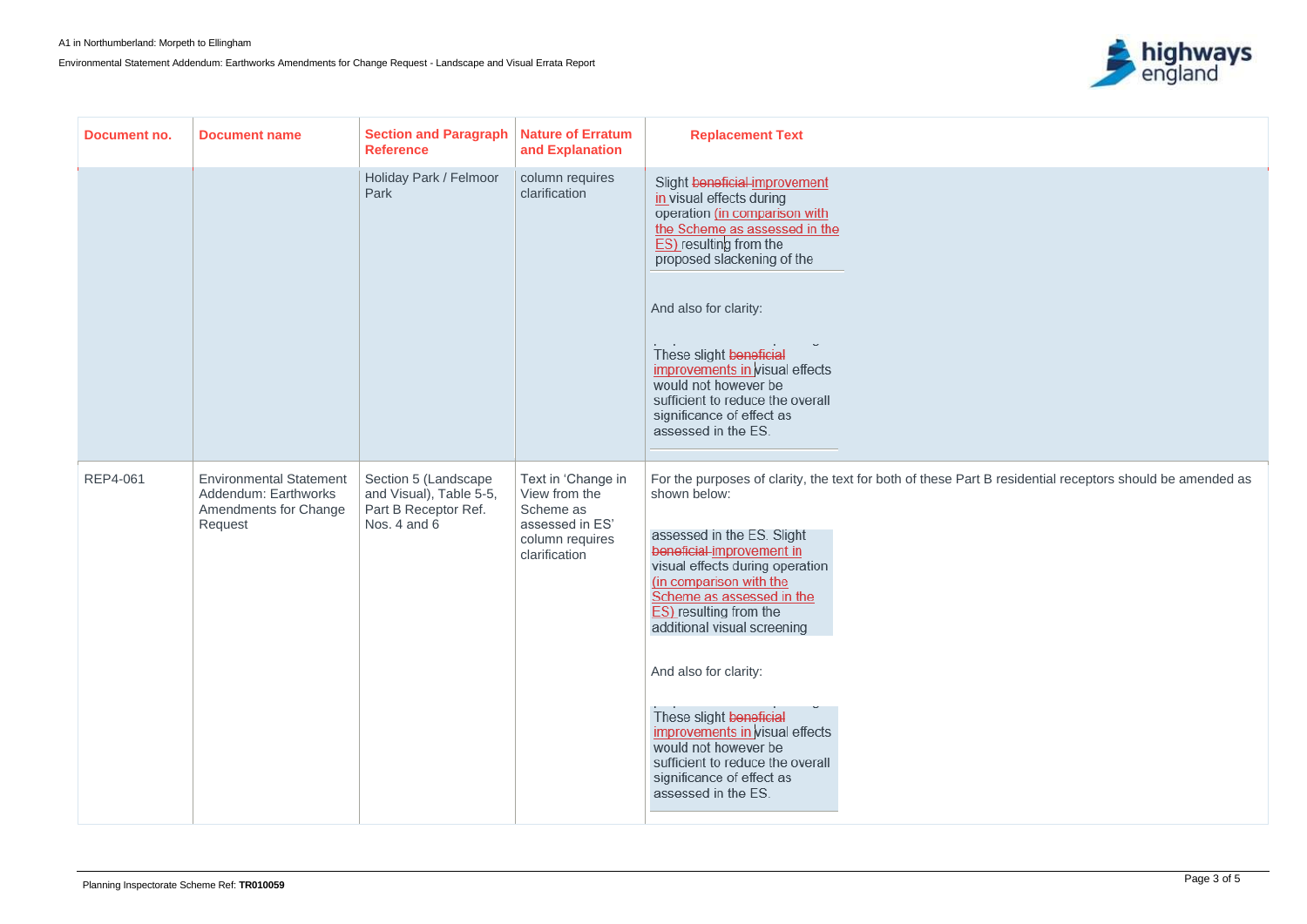| Document no. | Document name | Section and Paragraph Reference | Nature of Erratum and Explanation | Replacement Text |
|---|---|---|---|---|
| | | Holiday Park / Felmoor Park | column requires clarification | Slight ~~beneficial~~ improvement in visual effects during operation (in comparison with the Scheme as assessed in the ES) resulting from the proposed slackening of the<br><br>And also for clarity:<br><br>These slight ~~beneficial~~ improvements in visual effects would not however be sufficient to reduce the overall significance of effect as assessed in the ES. |
| REP4-061 | Environmental Statement Addendum: Earthworks Amendments for Change Request | Section 5 (Landscape and Visual), Table 5-5, Part B Receptor Ref. Nos. 4 and 6 | Text in 'Change in View from the Scheme as assessed in ES' column requires clarification | For the purposes of clarity, the text for both of these Part B residential receptors should be amended as shown below:<br><br>assessed in the ES. Slight ~~beneficial~~ improvement in visual effects during operation (in comparison with the Scheme as assessed in the ES) resulting from the additional visual screening<br><br>And also for clarity:<br><br>These slight ~~beneficial~~ improvements in visual effects would not however be sufficient to reduce the overall significance of effect as assessed in the ES. |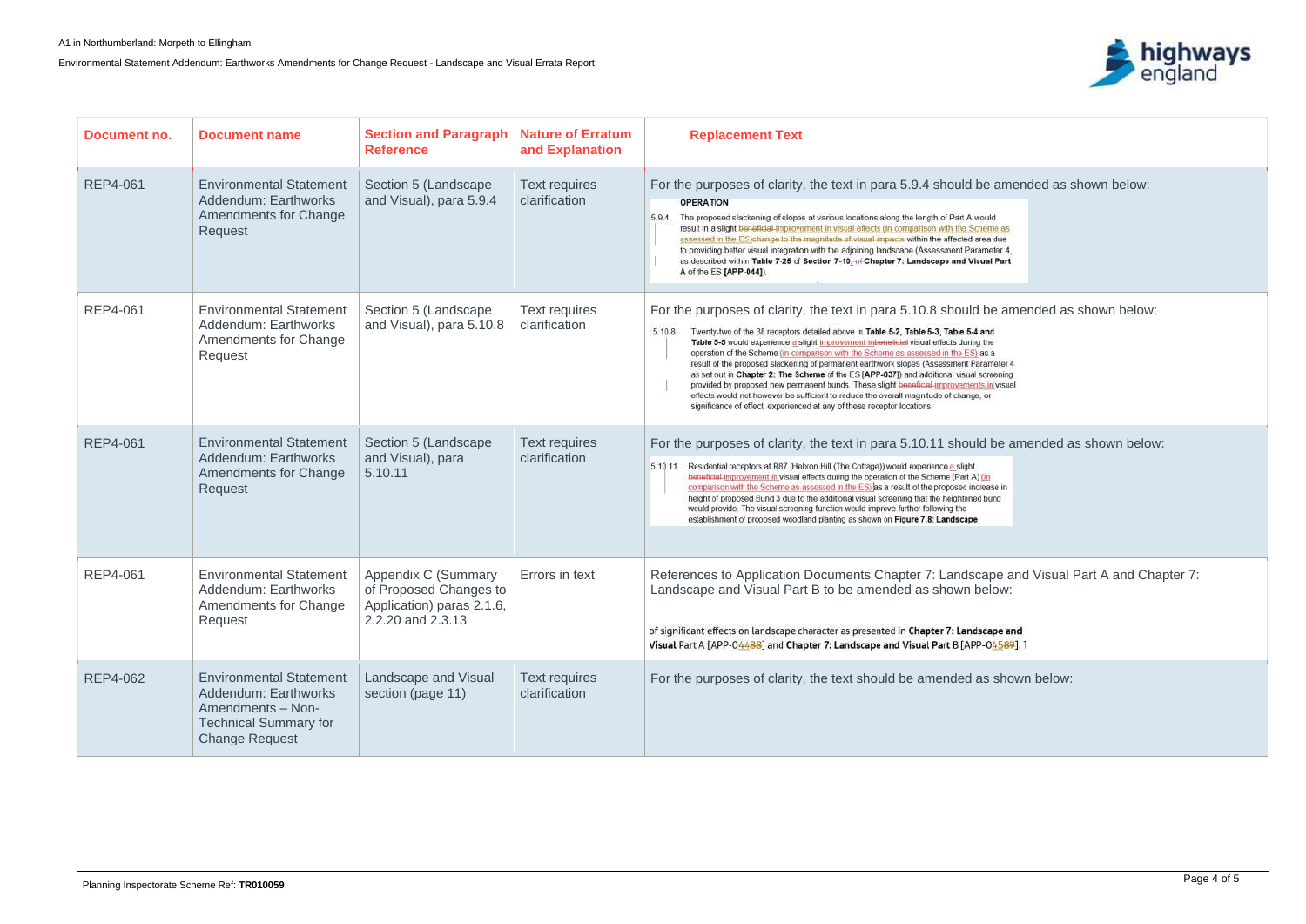| Document no. | Document name | Section and Paragraph Reference | Nature of Erratum and Explanation | Replacement Text |
|---|---|---|---|---|
| REP4-061 | Environmental Statement Addendum: Earthworks Amendments for Change Request | Section 5 (Landscape and Visual), para 5.9.4 | Text requires clarification | For the purposes of clarity, the text in para 5.9.4 should be amended as shown below: **OPERATION** 5.9.4 The proposed slackening of slopes at various locations along the length of Part A would result in a slight ~~beneficial~~ improvement in visual effects (in comparison with the Scheme as assessed in the ES)~~change to the magnitude of visual impacts~~ within the affected area due to providing better visual integration with the adjoining landscape (Assessment Parameter 4, as described within **Table 7-25** of **Section 7-10**, ~~of~~ **Chapter 7: Landscape and Visual Part A** of the ES **[APP-044]**). |
| REP4-061 | Environmental Statement Addendum: Earthworks Amendments for Change Request | Section 5 (Landscape and Visual), para 5.10.8 | Text requires clarification | For the purposes of clarity, the text in para 5.10.8 should be amended as shown below: 5.10.8 Twenty-two of the 38 receptors detailed above in **Table 5-2, Table 5-3, Table 5-4 and Table 5-5** would experience a slight improvement in ~~beneficial~~ visual effects during the operation of the Scheme (in comparison with the Scheme as assessed in the ES) as a result of the proposed slackening of permanent earthwork slopes (Assessment Parameter 4 as set out in **Chapter 2: The Scheme** of the ES **[APP-037]**) and additional visual screening provided by proposed new permanent bunds. These slight ~~beneficial~~ improvements in visual effects would not however be sufficient to reduce the overall magnitude of change, or significance of effect, experienced at any of these receptor locations. |
| REP4-061 | Environmental Statement Addendum: Earthworks Amendments for Change Request | Section 5 (Landscape and Visual), para 5.10.11 | Text requires clarification | For the purposes of clarity, the text in para 5.10.11 should be amended as shown below: 5.10.11. Residential receptors at R87 (Hebron Hill (The Cottage)) would experience a slight ~~beneficial~~ improvement in visual effects during the operation of the Scheme (Part A) (in comparison with the Scheme as assessed in the ES) as a result of the proposed increase in height of proposed Bund 3 due to the additional visual screening that the heightened bund would provide. The visual screening function would improve further following the establishment of proposed woodland planting as shown on **Figure 7.8: Landscape** |
| REP4-061 | Environmental Statement Addendum: Earthworks Amendments for Change Request | Appendix C (Summary of Proposed Changes to Application) paras 2.1.6, 2.2.20 and 2.3.13 | Errors in text | References to Application Documents Chapter 7: Landscape and Visual Part A and Chapter 7: Landscape and Visual Part B to be amended as shown below: of significant effects on landscape character as presented in **Chapter 7: Landscape and Visual** Part A [APP-04~~4~~88] and **Chapter 7: Landscape and Visual Part** B [APP-04~~5~~89]. |
| REP4-062 | Environmental Statement Addendum: Earthworks Amendments – Non-Technical Summary for Change Request | Landscape and Visual section (page 11) | Text requires clarification | For the purposes of clarity, the text should be amended as shown below: |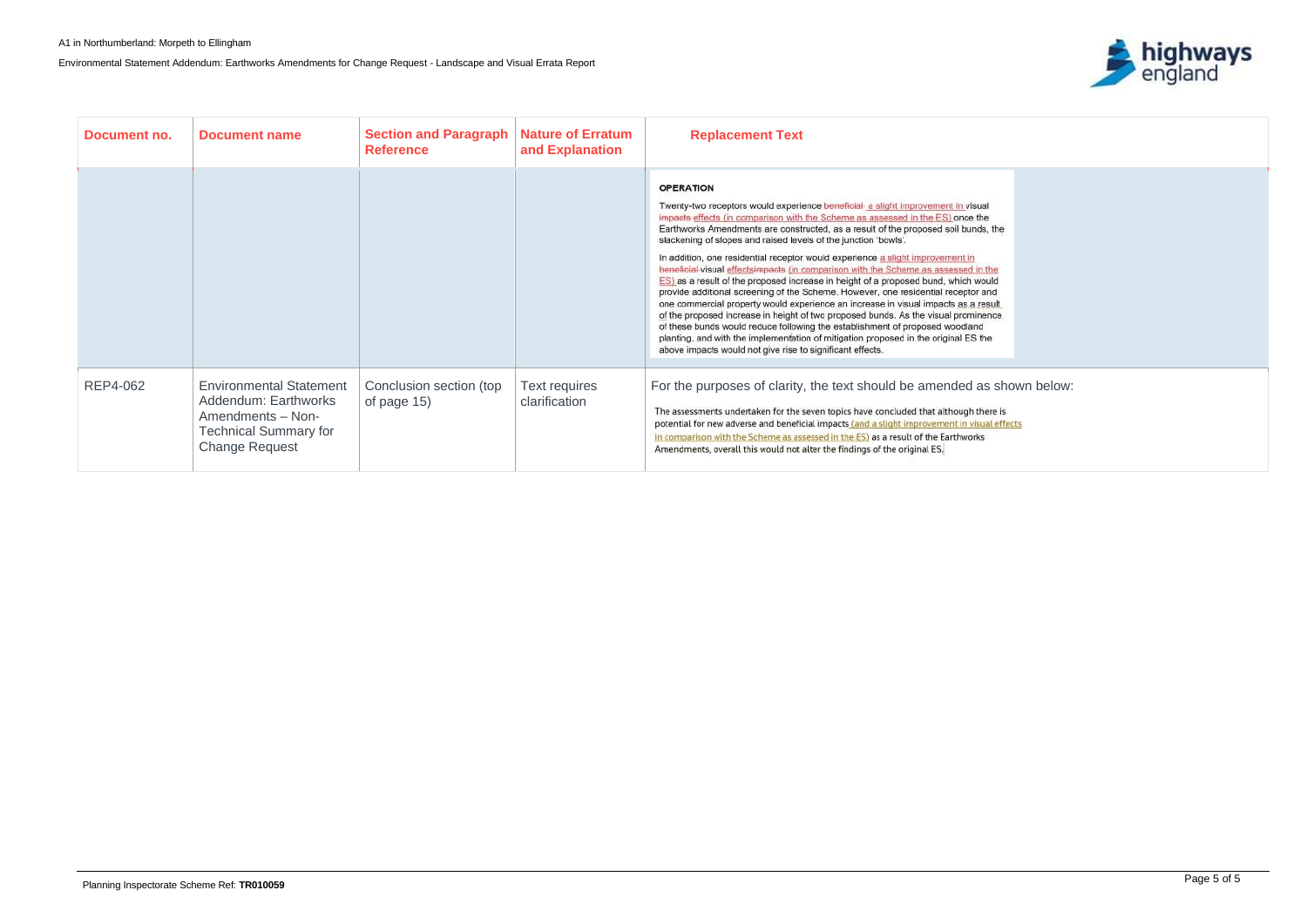| Document no. | Document name | Section and Paragraph Reference | Nature of Erratum and Explanation | Replacement Text |
| --- | --- | --- | --- | --- |
| | | | | **OPERATION**<br><br>Twenty-two receptors would experience ~~beneficial~~ a slight improvement in visual ~~impacts~~ effects (in comparison with the Scheme as assessed in the ES) once the Earthworks Amendments are constructed, as a result of the proposed soil bunds, the slackening of slopes and raised levels of the junction 'bowls'.<br><br>In addition, one residential receptor would experience a slight improvement in ~~beneficial~~ visual effects~~impacts~~ (in comparison with the Scheme as assessed in the ES) as a result of the proposed increase in height of a proposed bund, which would provide additional screening of the Scheme. However, one residential receptor and one commercial property would experience an increase in visual impacts as a result of the proposed increase in height of two proposed bunds. As the visual prominence of these bunds would reduce following the establishment of proposed woodland planting, and with the implementation of mitigation proposed in the original ES the above impacts would not give rise to significant effects. |
| REP4-062 | Environmental Statement Addendum: Earthworks Amendments – Non-Technical Summary for Change Request | Conclusion section (top of page 15) | Text requires clarification | For the purposes of clarity, the text should be amended as shown below:<br><br>The assessments undertaken for the seven topics have concluded that although there is potential for new adverse and beneficial impacts (and a slight improvement in visual effects in comparison with the Scheme as assessed in the ES) as a result of the Earthworks Amendments, overall this would not alter the findings of the original ES. |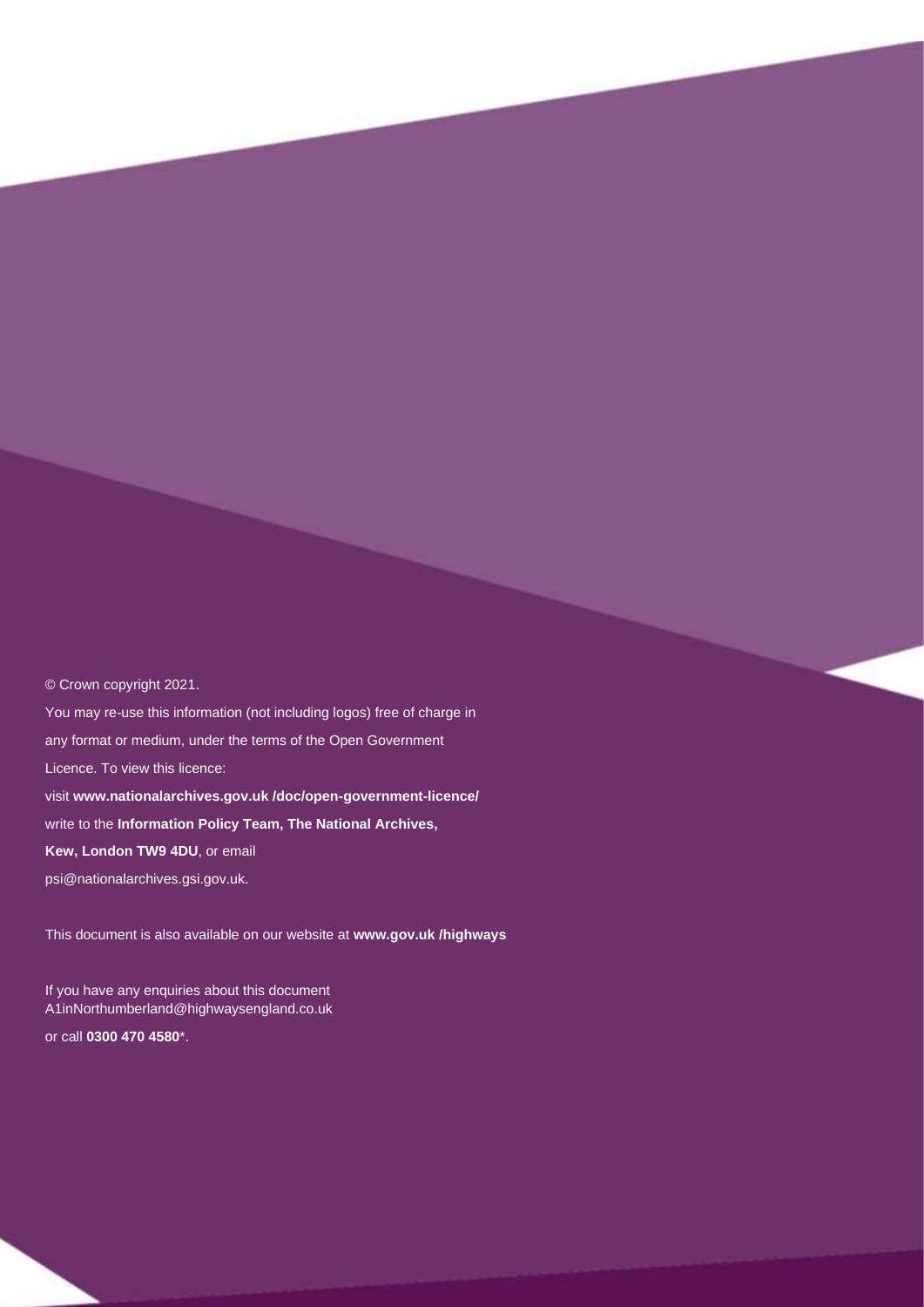© Crown copyright 2021.

You may re-use this information (not including logos) free of charge in any format or medium, under the terms of the Open Government Licence. To view this licence:

visit **www.nationalarchives.gov.uk /doc/open-government-licence/**

write to the **Information Policy Team, The National Archives, Kew, London TW9 4DU**, or email psi@nationalarchives.gsi.gov.uk.

This document is also available on our website at **www.gov.uk /highways**

If you have any enquiries about this document A1inNorthumberland@highwaysengland.co.uk

or call **0300 470 4580***.